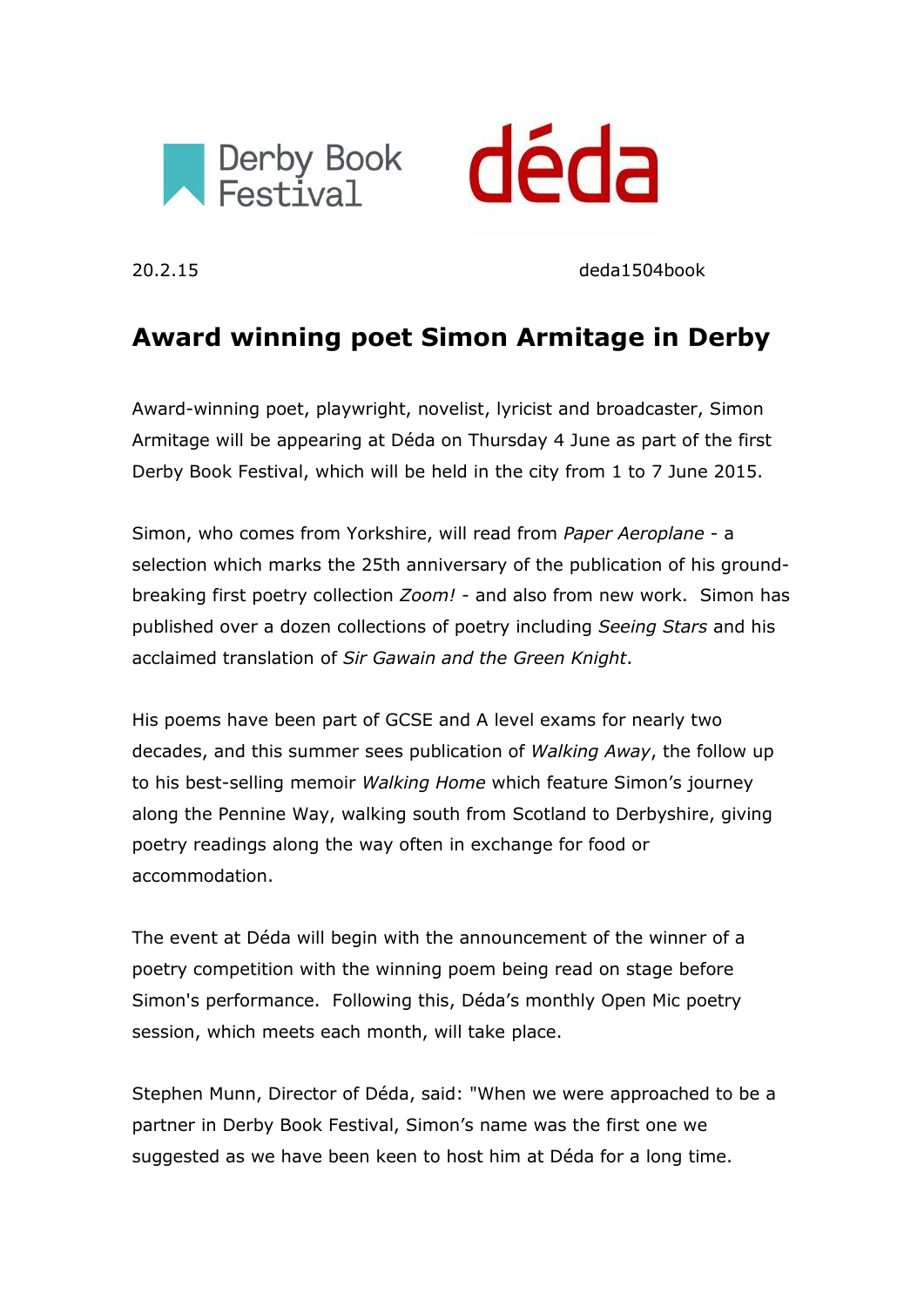Derby Book Festival déda

20.2.15 deda1504book

# Award winning poet Simon Armitage in Derby

Award-winning poet, playwright, novelist, lyricist and broadcaster, Simon Armitage will be appearing at Déda on Thursday 4 June as part of the first Derby Book Festival, which will be held in the city from 1 to 7 June 2015.

Simon, who comes from Yorkshire, will read from *Paper Aeroplane* - a selection which marks the 25th anniversary of the publication of his ground-breaking first poetry collection *Zoom!* - and also from new work. Simon has published over a dozen collections of poetry including *Seeing Stars* and his acclaimed translation of *Sir Gawain and the Green Knight*.

His poems have been part of GCSE and A level exams for nearly two decades, and this summer sees publication of *Walking Away*, the follow up to his best-selling memoir *Walking Home* which feature Simon's journey along the Pennine Way, walking south from Scotland to Derbyshire, giving poetry readings along the way often in exchange for food or accommodation.

The event at Déda will begin with the announcement of the winner of a poetry competition with the winning poem being read on stage before Simon's performance. Following this, Déda's monthly Open Mic poetry session, which meets each month, will take place.

Stephen Munn, Director of Déda, said: "When we were approached to be a partner in Derby Book Festival, Simon's name was the first one we suggested as we have been keen to host him at Déda for a long time.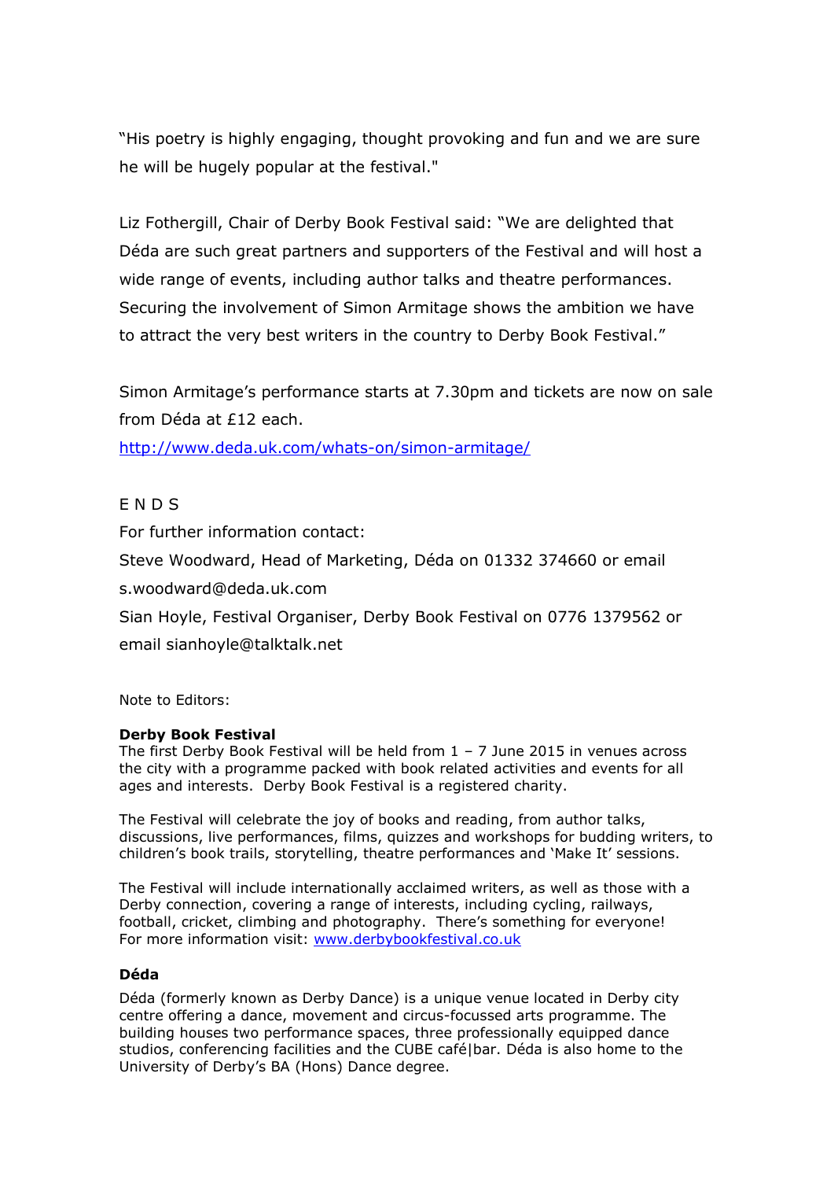"His poetry is highly engaging, thought provoking and fun and we are sure he will be hugely popular at the festival."

Liz Fothergill, Chair of Derby Book Festival said: "We are delighted that Déda are such great partners and supporters of the Festival and will host a wide range of events, including author talks and theatre performances. Securing the involvement of Simon Armitage shows the ambition we have to attract the very best writers in the country to Derby Book Festival."

Simon Armitage's performance starts at 7.30pm and tickets are now on sale from Déda at £12 each.
[http://www.deda.uk.com/whats-on/simon-armitage/](http://www.deda.uk.com/whats-on/simon-armitage/)

E N D S

For further information contact:

Steve Woodward, Head of Marketing, Déda on 01332 374660 or email s.woodward@deda.uk.com

Sian Hoyle, Festival Organiser, Derby Book Festival on 0776 1379562 or email sianhoyle@talktalk.net

Note to Editors:

**Derby Book Festival**

The first Derby Book Festival will be held from 1 – 7 June 2015 in venues across the city with a programme packed with book related activities and events for all ages and interests. Derby Book Festival is a registered charity.

The Festival will celebrate the joy of books and reading, from author talks, discussions, live performances, films, quizzes and workshops for budding writers, to children's book trails, storytelling, theatre performances and 'Make It' sessions.

The Festival will include internationally acclaimed writers, as well as those with a Derby connection, covering a range of interests, including cycling, railways, football, cricket, climbing and photography. There's something for everyone!
For more information visit: [www.derbybookfestival.co.uk](http://www.derbybookfestival.co.uk)

**Déda**

Déda (formerly known as Derby Dance) is a unique venue located in Derby city centre offering a dance, movement and circus-focussed arts programme. The building houses two performance spaces, three professionally equipped dance studios, conferencing facilities and the CUBE café|bar. Déda is also home to the University of Derby's BA (Hons) Dance degree.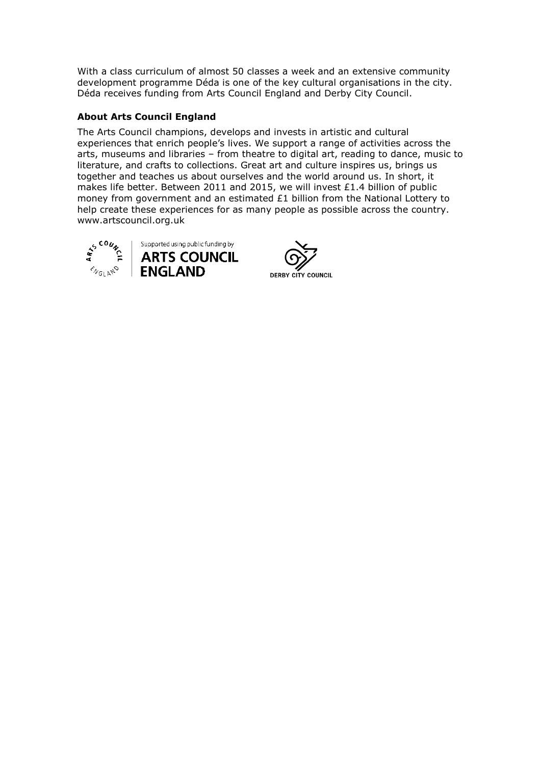With a class curriculum of almost 50 classes a week and an extensive community development programme Déda is one of the key cultural organisations in the city. Déda receives funding from Arts Council England and Derby City Council.

### About Arts Council England

The Arts Council champions, develops and invests in artistic and cultural experiences that enrich people's lives. We support a range of activities across the arts, museums and libraries – from theatre to digital art, reading to dance, music to literature, and crafts to collections. Great art and culture inspires us, brings us together and teaches us about ourselves and the world around us. In short, it makes life better. Between 2011 and 2015, we will invest £1.4 billion of public money from government and an estimated £1 billion from the National Lottery to help create these experiences for as many people as possible across the country. www.artscouncil.org.uk

Supported using public funding by ARTS COUNCIL ENGLAND

DERBY CITY COUNCIL